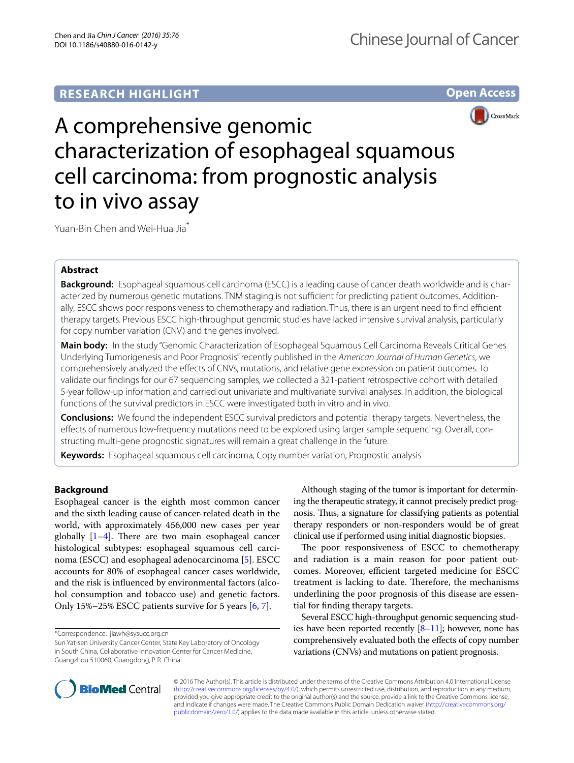RESEARCH HIGHLIGHT

Open Access

# A comprehensive genomic characterization of esophageal squamous cell carcinoma: from prognostic analysis to in vivo assay

Yuan-Bin Chen and Wei-Hua Jia*

## Abstract

**Background:** Esophageal squamous cell carcinoma (ESCC) is a leading cause of cancer death worldwide and is characterized by numerous genetic mutations. TNM staging is not sufficient for predicting patient outcomes. Additionally, ESCC shows poor responsiveness to chemotherapy and radiation. Thus, there is an urgent need to find efficient therapy targets. Previous ESCC high-throughput genomic studies have lacked intensive survival analysis, particularly for copy number variation (CNV) and the genes involved.

**Main body:** In the study "Genomic Characterization of Esophageal Squamous Cell Carcinoma Reveals Critical Genes Underlying Tumorigenesis and Poor Prognosis" recently published in the *American Journal of Human Genetics*, we comprehensively analyzed the effects of CNVs, mutations, and relative gene expression on patient outcomes. To validate our findings for our 67 sequencing samples, we collected a 321-patient retrospective cohort with detailed 5-year follow-up information and carried out univariate and multivariate survival analyses. In addition, the biological functions of the survival predictors in ESCC were investigated both in vitro and in vivo.

**Conclusions:** We found the independent ESCC survival predictors and potential therapy targets. Nevertheless, the effects of numerous low-frequency mutations need to be explored using larger sample sequencing. Overall, constructing multi-gene prognostic signatures will remain a great challenge in the future.

**Keywords:** Esophageal squamous cell carcinoma, Copy number variation, Prognostic analysis

## Background

Esophageal cancer is the eighth most common cancer and the sixth leading cause of cancer-related death in the world, with approximately 456,000 new cases per year globally [1–4]. There are two main esophageal cancer histological subtypes: esophageal squamous cell carcinoma (ESCC) and esophageal adenocarcinoma [5]. ESCC accounts for 80% of esophageal cancer cases worldwide, and the risk is influenced by environmental factors (alcohol consumption and tobacco use) and genetic factors. Only 15%–25% ESCC patients survive for 5 years [6, 7].

Although staging of the tumor is important for determining the therapeutic strategy, it cannot precisely predict prognosis. Thus, a signature for classifying patients as potential therapy responders or non-responders would be of great clinical use if performed using initial diagnostic biopsies.

The poor responsiveness of ESCC to chemotherapy and radiation is a main reason for poor patient outcomes. Moreover, efficient targeted medicine for ESCC treatment is lacking to date. Therefore, the mechanisms underlining the poor prognosis of this disease are essential for finding therapy targets.

Several ESCC high-throughput genomic sequencing studies have been reported recently [8–11]; however, none has comprehensively evaluated both the effects of copy number variations (CNVs) and mutations on patient prognosis.

*Correspondence: jiawh@sysucc.org.cn
Sun Yat-sen University Cancer Center, State Key Laboratory of Oncology in South China, Collaborative Innovation Center for Cancer Medicine, Guangzhou 510060, Guangdong, P. R. China

© 2016 The Author(s). This article is distributed under the terms of the Creative Commons Attribution 4.0 International License (http://creativecommons.org/licenses/by/4.0/), which permits unrestricted use, distribution, and reproduction in any medium, provided you give appropriate credit to the original author(s) and the source, provide a link to the Creative Commons license, and indicate if changes were made. The Creative Commons Public Domain Dedication waiver (http://creativecommons.org/publicdomain/zero/1.0/) applies to the data made available in this article, unless otherwise stated.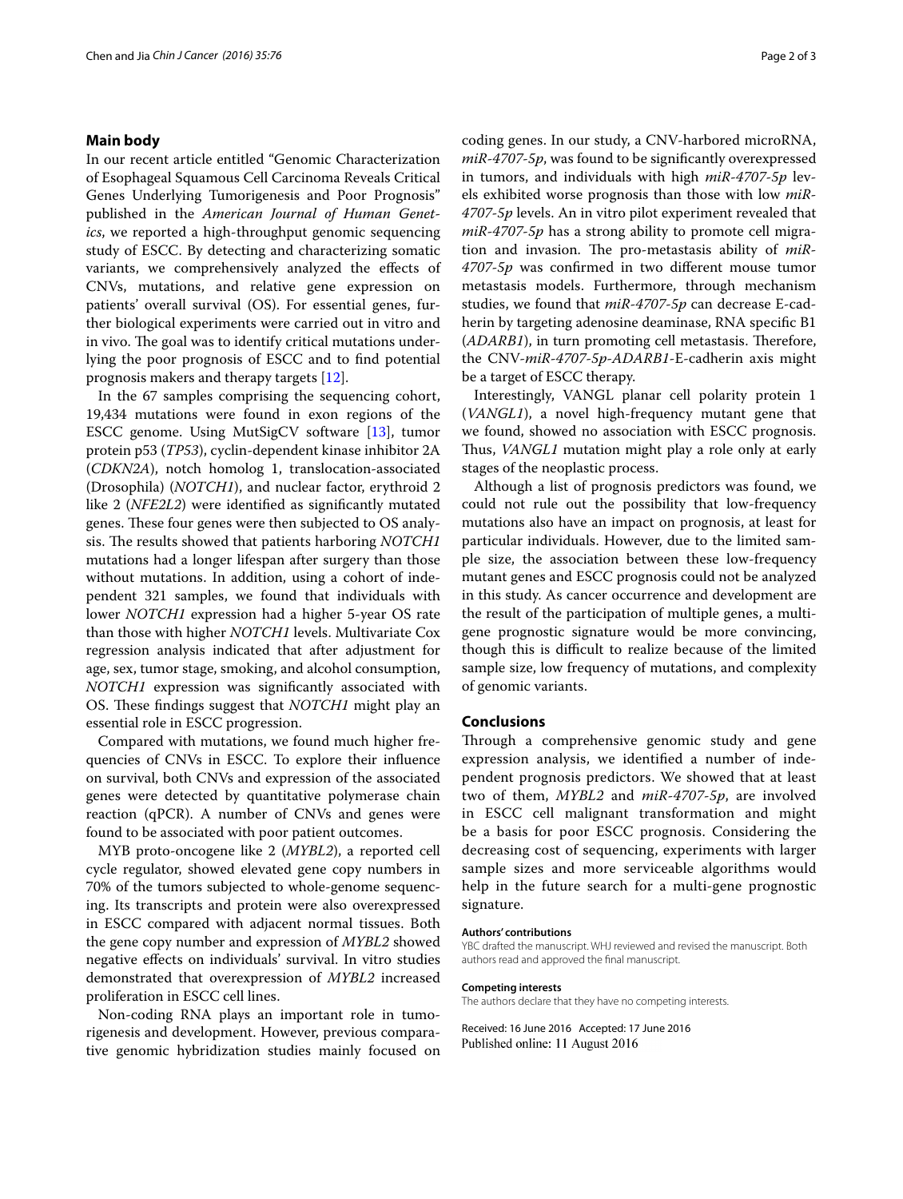## Main body

In our recent article entitled "Genomic Characterization of Esophageal Squamous Cell Carcinoma Reveals Critical Genes Underlying Tumorigenesis and Poor Prognosis" published in the *American Journal of Human Genetics*, we reported a high-throughput genomic sequencing study of ESCC. By detecting and characterizing somatic variants, we comprehensively analyzed the effects of CNVs, mutations, and relative gene expression on patients' overall survival (OS). For essential genes, further biological experiments were carried out in vitro and in vivo. The goal was to identify critical mutations underlying the poor prognosis of ESCC and to find potential prognosis makers and therapy targets [12].

In the 67 samples comprising the sequencing cohort, 19,434 mutations were found in exon regions of the ESCC genome. Using MutSigCV software [13], tumor protein p53 (*TP53*), cyclin-dependent kinase inhibitor 2A (*CDKN2A*), notch homolog 1, translocation-associated (Drosophila) (*NOTCH1*), and nuclear factor, erythroid 2 like 2 (*NFE2L2*) were identified as significantly mutated genes. These four genes were then subjected to OS analysis. The results showed that patients harboring *NOTCH1* mutations had a longer lifespan after surgery than those without mutations. In addition, using a cohort of independent 321 samples, we found that individuals with lower *NOTCH1* expression had a higher 5-year OS rate than those with higher *NOTCH1* levels. Multivariate Cox regression analysis indicated that after adjustment for age, sex, tumor stage, smoking, and alcohol consumption, *NOTCH1* expression was significantly associated with OS. These findings suggest that *NOTCH1* might play an essential role in ESCC progression.

Compared with mutations, we found much higher frequencies of CNVs in ESCC. To explore their influence on survival, both CNVs and expression of the associated genes were detected by quantitative polymerase chain reaction (qPCR). A number of CNVs and genes were found to be associated with poor patient outcomes.

MYB proto-oncogene like 2 (*MYBL2*), a reported cell cycle regulator, showed elevated gene copy numbers in 70% of the tumors subjected to whole-genome sequencing. Its transcripts and protein were also overexpressed in ESCC compared with adjacent normal tissues. Both the gene copy number and expression of *MYBL2* showed negative effects on individuals' survival. In vitro studies demonstrated that overexpression of *MYBL2* increased proliferation in ESCC cell lines.

Non-coding RNA plays an important role in tumorigenesis and development. However, previous comparative genomic hybridization studies mainly focused on coding genes. In our study, a CNV-harbored microRNA, *miR-4707-5p*, was found to be significantly overexpressed in tumors, and individuals with high *miR-4707-5p* levels exhibited worse prognosis than those with low *miR-4707-5p* levels. An in vitro pilot experiment revealed that *miR-4707-5p* has a strong ability to promote cell migration and invasion. The pro-metastasis ability of *miR-4707-5p* was confirmed in two different mouse tumor metastasis models. Furthermore, through mechanism studies, we found that *miR-4707-5p* can decrease E-cadherin by targeting adenosine deaminase, RNA specific B1 (*ADARB1*), in turn promoting cell metastasis. Therefore, the CNV-*miR-4707-5p*-*ADARB1*-E-cadherin axis might be a target of ESCC therapy.

Interestingly, VANGL planar cell polarity protein 1 (*VANGL1*), a novel high-frequency mutant gene that we found, showed no association with ESCC prognosis. Thus, *VANGL1* mutation might play a role only at early stages of the neoplastic process.

Although a list of prognosis predictors was found, we could not rule out the possibility that low-frequency mutations also have an impact on prognosis, at least for particular individuals. However, due to the limited sample size, the association between these low-frequency mutant genes and ESCC prognosis could not be analyzed in this study. As cancer occurrence and development are the result of the participation of multiple genes, a multi-gene prognostic signature would be more convincing, though this is difficult to realize because of the limited sample size, low frequency of mutations, and complexity of genomic variants.

## Conclusions

Through a comprehensive genomic study and gene expression analysis, we identified a number of independent prognosis predictors. We showed that at least two of them, *MYBL2* and *miR-4707-5p*, are involved in ESCC cell malignant transformation and might be a basis for poor ESCC prognosis. Considering the decreasing cost of sequencing, experiments with larger sample sizes and more serviceable algorithms would help in the future search for a multi-gene prognostic signature.

#### Authors' contributions

YBC drafted the manuscript. WHJ reviewed and revised the manuscript. Both authors read and approved the final manuscript.

#### Competing interests

The authors declare that they have no competing interests.

Received: 16 June 2016 Accepted: 17 June 2016
Published online: 11 August 2016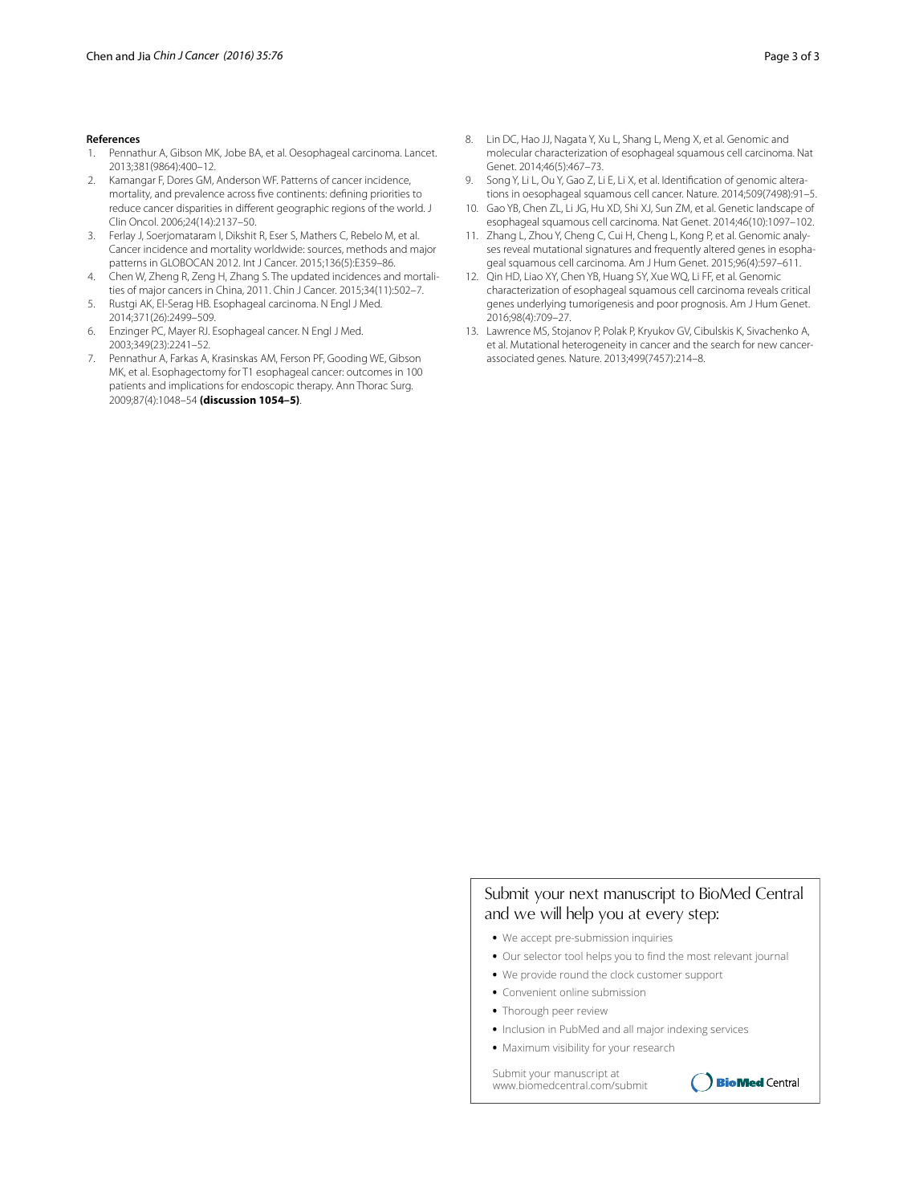### References

1. Pennathur A, Gibson MK, Jobe BA, et al. Oesophageal carcinoma. Lancet. 2013;381(9864):400–12.
2. Kamangar F, Dores GM, Anderson WF. Patterns of cancer incidence, mortality, and prevalence across five continents: defining priorities to reduce cancer disparities in different geographic regions of the world. J Clin Oncol. 2006;24(14):2137–50.
3. Ferlay J, Soerjomataram I, Dikshit R, Eser S, Mathers C, Rebelo M, et al. Cancer incidence and mortality worldwide: sources, methods and major patterns in GLOBOCAN 2012. Int J Cancer. 2015;136(5):E359–86.
4. Chen W, Zheng R, Zeng H, Zhang S. The updated incidences and mortalities of major cancers in China, 2011. Chin J Cancer. 2015;34(11):502–7.
5. Rustgi AK, El-Serag HB. Esophageal carcinoma. N Engl J Med. 2014;371(26):2499–509.
6. Enzinger PC, Mayer RJ. Esophageal cancer. N Engl J Med. 2003;349(23):2241–52.
7. Pennathur A, Farkas A, Krasinskas AM, Ferson PF, Gooding WE, Gibson MK, et al. Esophagectomy for T1 esophageal cancer: outcomes in 100 patients and implications for endoscopic therapy. Ann Thorac Surg. 2009;87(4):1048–54 **(discussion 1054–5)**.
8. Lin DC, Hao JJ, Nagata Y, Xu L, Shang L, Meng X, et al. Genomic and molecular characterization of esophageal squamous cell carcinoma. Nat Genet. 2014;46(5):467–73.
9. Song Y, Li L, Ou Y, Gao Z, Li E, Li X, et al. Identification of genomic alterations in oesophageal squamous cell cancer. Nature. 2014;509(7498):91–5.
10. Gao YB, Chen ZL, Li JG, Hu XD, Shi XJ, Sun ZM, et al. Genetic landscape of esophageal squamous cell carcinoma. Nat Genet. 2014;46(10):1097–102.
11. Zhang L, Zhou Y, Cheng C, Cui H, Cheng L, Kong P, et al. Genomic analyses reveal mutational signatures and frequently altered genes in esophageal squamous cell carcinoma. Am J Hum Genet. 2015;96(4):597–611.
12. Qin HD, Liao XY, Chen YB, Huang SY, Xue WQ, Li FF, et al. Genomic characterization of esophageal squamous cell carcinoma reveals critical genes underlying tumorigenesis and poor prognosis. Am J Hum Genet. 2016;98(4):709–27.
13. Lawrence MS, Stojanov P, Polak P, Kryukov GV, Cibulskis K, Sivachenko A, et al. Mutational heterogeneity in cancer and the search for new cancer-associated genes. Nature. 2013;499(7457):214–8.

Submit your next manuscript to BioMed Central and we will help you at every step:

- We accept pre-submission inquiries
- Our selector tool helps you to find the most relevant journal
- We provide round the clock customer support
- Convenient online submission
- Thorough peer review
- Inclusion in PubMed and all major indexing services
- Maximum visibility for your research

Submit your manuscript at www.biomedcentral.com/submit

BioMed Central